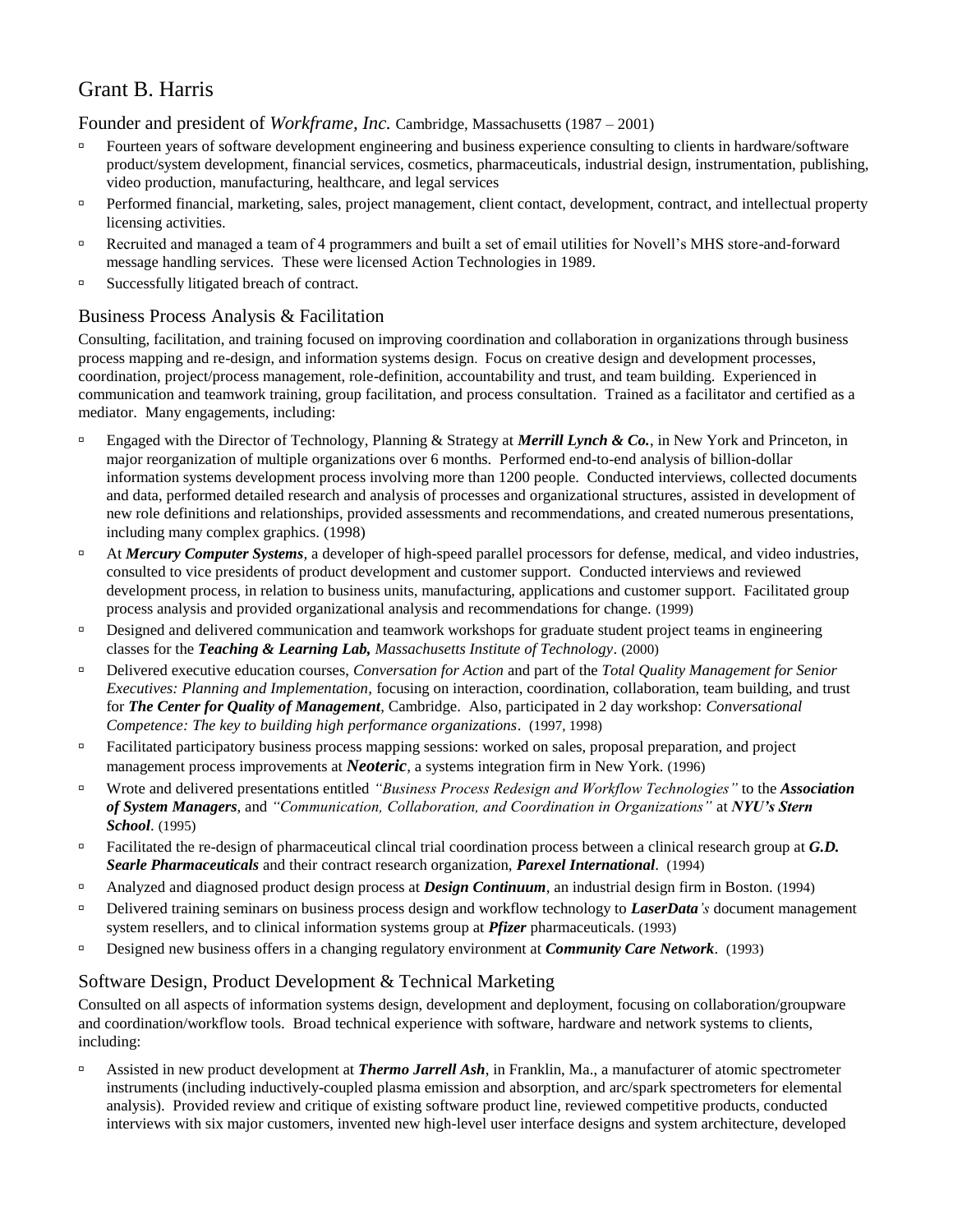# Grant B. Harris

## Founder and president of *Workframe, Inc.* Cambridge, Massachusetts (1987 – 2001)

- Fourteen years of software development engineering and business experience consulting to clients in hardware/software product/system development, financial services, cosmetics, pharmaceuticals, industrial design, instrumentation, publishing, video production, manufacturing, healthcare, and legal services
- Performed financial, marketing, sales, project management, client contact, development, contract, and intellectual property licensing activities.
- Recruited and managed a team of 4 programmers and built a set of email utilities for Novell's MHS store-and-forward message handling services. These were licensed Action Technologies in 1989.
- Successfully litigated breach of contract.

## Business Process Analysis & Facilitation

Consulting, facilitation, and training focused on improving coordination and collaboration in organizations through business process mapping and re-design, and information systems design. Focus on creative design and development processes, coordination, project/process management, role-definition, accountability and trust, and team building. Experienced in communication and teamwork training, group facilitation, and process consultation. Trained as a facilitator and certified as a mediator. Many engagements, including:

- Engaged with the Director of Technology, Planning & Strategy at ***Merrill Lynch & Co.***, in New York and Princeton, in major reorganization of multiple organizations over 6 months. Performed end-to-end analysis of billion-dollar information systems development process involving more than 1200 people. Conducted interviews, collected documents and data, performed detailed research and analysis of processes and organizational structures, assisted in development of new role definitions and relationships, provided assessments and recommendations, and created numerous presentations, including many complex graphics. (1998)
- At ***Mercury Computer Systems***, a developer of high-speed parallel processors for defense, medical, and video industries, consulted to vice presidents of product development and customer support. Conducted interviews and reviewed development process, in relation to business units, manufacturing, applications and customer support. Facilitated group process analysis and provided organizational analysis and recommendations for change. (1999)
- Designed and delivered communication and teamwork workshops for graduate student project teams in engineering classes for the ***Teaching & Learning Lab,*** *Massachusetts Institute of Technology*. (2000)
- Delivered executive education courses, *Conversation for Action* and part of the *Total Quality Management for Senior Executives: Planning and Implementation,* focusing on interaction, coordination, collaboration, team building, and trust for ***The Center for Quality of Management***, Cambridge. Also, participated in 2 day workshop: *Conversational Competence: The key to building high performance organizations*. (1997, 1998)
- Facilitated participatory business process mapping sessions: worked on sales, proposal preparation, and project management process improvements at ***Neoteric***, a systems integration firm in New York. (1996)
- Wrote and delivered presentations entitled *"Business Process Redesign and Workflow Technologies"* to the ***Association of System Managers***, and *"Communication, Collaboration, and Coordination in Organizations"* at ***NYU's Stern School***. (1995)
- Facilitated the re-design of pharmaceutical clincal trial coordination process between a clinical research group at ***G.D. Searle Pharmaceuticals*** and their contract research organization, ***Parexel International***. (1994)
- Analyzed and diagnosed product design process at ***Design Continuum***, an industrial design firm in Boston. (1994)
- Delivered training seminars on business process design and workflow technology to ***LaserData****'s* document management system resellers, and to clinical information systems group at ***Pfizer*** pharmaceuticals. (1993)
- Designed new business offers in a changing regulatory environment at ***Community Care Network***. (1993)

## Software Design, Product Development & Technical Marketing

Consulted on all aspects of information systems design, development and deployment, focusing on collaboration/groupware and coordination/workflow tools. Broad technical experience with software, hardware and network systems to clients, including:

- Assisted in new product development at ***Thermo Jarrell Ash***, in Franklin, Ma., a manufacturer of atomic spectrometer instruments (including inductively-coupled plasma emission and absorption, and arc/spark spectrometers for elemental analysis). Provided review and critique of existing software product line, reviewed competitive products, conducted interviews with six major customers, invented new high-level user interface designs and system architecture, developed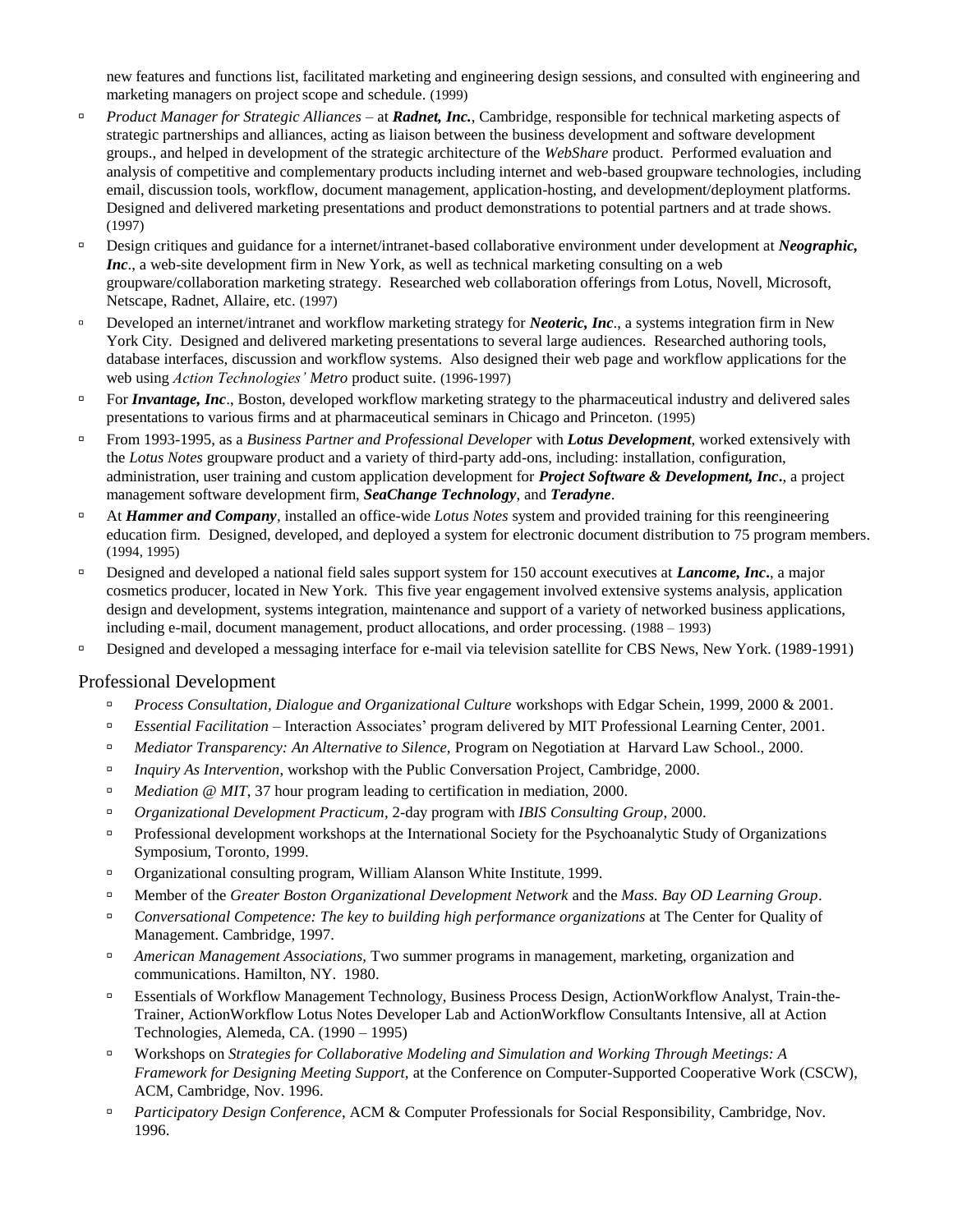new features and functions list, facilitated marketing and engineering design sessions, and consulted with engineering and marketing managers on project scope and schedule. (1999)

- *Product Manager for Strategic Alliances* – at ***Radnet, Inc.***, Cambridge, responsible for technical marketing aspects of strategic partnerships and alliances, acting as liaison between the business development and software development groups., and helped in development of the strategic architecture of the *WebShare* product. Performed evaluation and analysis of competitive and complementary products including internet and web-based groupware technologies, including email, discussion tools, workflow, document management, application-hosting, and development/deployment platforms. Designed and delivered marketing presentations and product demonstrations to potential partners and at trade shows. (1997)
- Design critiques and guidance for a internet/intranet-based collaborative environment under development at ***Neographic, Inc***., a web-site development firm in New York, as well as technical marketing consulting on a web groupware/collaboration marketing strategy. Researched web collaboration offerings from Lotus, Novell, Microsoft, Netscape, Radnet, Allaire, etc. (1997)
- Developed an internet/intranet and workflow marketing strategy for ***Neoteric, Inc***., a systems integration firm in New York City. Designed and delivered marketing presentations to several large audiences. Researched authoring tools, database interfaces, discussion and workflow systems. Also designed their web page and workflow applications for the web using *Action Technologies' Metro* product suite. (1996-1997)
- For ***Invantage, Inc***., Boston, developed workflow marketing strategy to the pharmaceutical industry and delivered sales presentations to various firms and at pharmaceutical seminars in Chicago and Princeton. (1995)
- From 1993-1995, as a *Business Partner and Professional Developer* with ***Lotus Development***, worked extensively with the *Lotus Notes* groupware product and a variety of third-party add-ons, including: installation, configuration, administration, user training and custom application development for ***Project Software & Development, Inc***., a project management software development firm, ***SeaChange Technology***, and ***Teradyne***.
- At ***Hammer and Company***, installed an office-wide *Lotus Notes* system and provided training for this reengineering education firm. Designed, developed, and deployed a system for electronic document distribution to 75 program members. (1994, 1995)
- Designed and developed a national field sales support system for 150 account executives at ***Lancome, Inc***., a major cosmetics producer, located in New York. This five year engagement involved extensive systems analysis, application design and development, systems integration, maintenance and support of a variety of networked business applications, including e-mail, document management, product allocations, and order processing. (1988 – 1993)
- Designed and developed a messaging interface for e-mail via television satellite for CBS News, New York. (1989-1991)

## Professional Development

- *Process Consultation, Dialogue and Organizational Culture* workshops with Edgar Schein, 1999, 2000 & 2001.
- *Essential Facilitation* – Interaction Associates' program delivered by MIT Professional Learning Center, 2001.
- *Mediator Transparency: An Alternative to Silence*, Program on Negotiation at Harvard Law School., 2000.
- *Inquiry As Intervention*, workshop with the Public Conversation Project, Cambridge, 2000.
- *Mediation @ MIT*, 37 hour program leading to certification in mediation, 2000.
- *Organizational Development Practicum*, 2-day program with *IBIS Consulting Group*, 2000.
- Professional development workshops at the International Society for the Psychoanalytic Study of Organizations Symposium, Toronto, 1999.
- Organizational consulting program, William Alanson White Institute, 1999.
- Member of the *Greater Boston Organizational Development Network* and the *Mass. Bay OD Learning Group*.
- *Conversational Competence: The key to building high performance organizations* at The Center for Quality of Management. Cambridge, 1997.
- *American Management Associations*, Two summer programs in management, marketing, organization and communications. Hamilton, NY. 1980.
- Essentials of Workflow Management Technology, Business Process Design, ActionWorkflow Analyst, Train-the-Trainer, ActionWorkflow Lotus Notes Developer Lab and ActionWorkflow Consultants Intensive, all at Action Technologies, Alemeda, CA. (1990 – 1995)
- Workshops on *Strategies for Collaborative Modeling and Simulation and Working Through Meetings: A Framework for Designing Meeting Support*, at the Conference on Computer-Supported Cooperative Work (CSCW), ACM, Cambridge, Nov. 1996.
- *Participatory Design Conference*, ACM & Computer Professionals for Social Responsibility, Cambridge, Nov. 1996.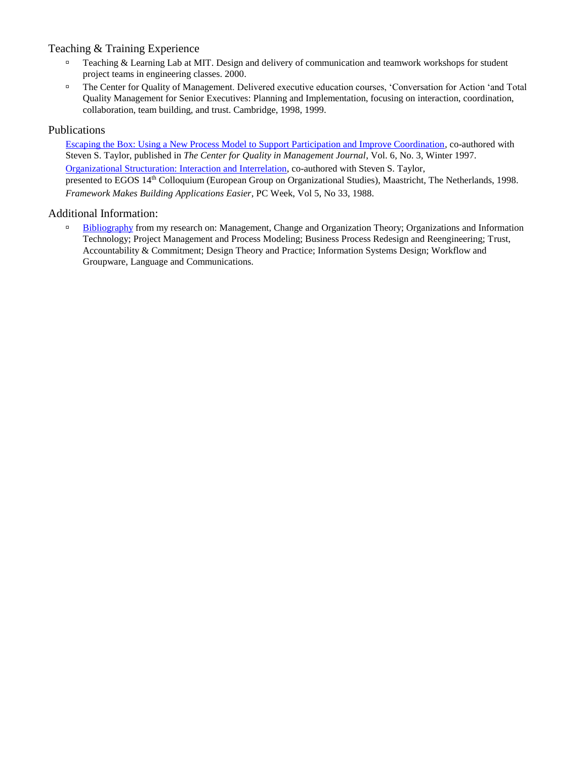## Teaching & Training Experience

- Teaching & Learning Lab at MIT. Design and delivery of communication and teamwork workshops for student project teams in engineering classes. 2000.
- The Center for Quality of Management. Delivered executive education courses, 'Conversation for Action 'and Total Quality Management for Senior Executives: Planning and Implementation, focusing on interaction, coordination, collaboration, team building, and trust. Cambridge, 1998, 1999.

## Publications

Escaping the Box: Using a New Process Model to Support Participation and Improve Coordination, co-authored with Steven S. Taylor, published in *The Center for Quality in Management Journal*, Vol. 6, No. 3, Winter 1997.

Organizational Structuration: Interaction and Interrelation, co-authored with Steven S. Taylor, presented to EGOS 14th Colloquium (European Group on Organizational Studies), Maastricht, The Netherlands, 1998.

*Framework Makes Building Applications Easier*, PC Week, Vol 5, No 33, 1988.

## Additional Information:

- Bibliography from my research on: Management, Change and Organization Theory; Organizations and Information Technology; Project Management and Process Modeling; Business Process Redesign and Reengineering; Trust, Accountability & Commitment; Design Theory and Practice; Information Systems Design; Workflow and Groupware, Language and Communications.